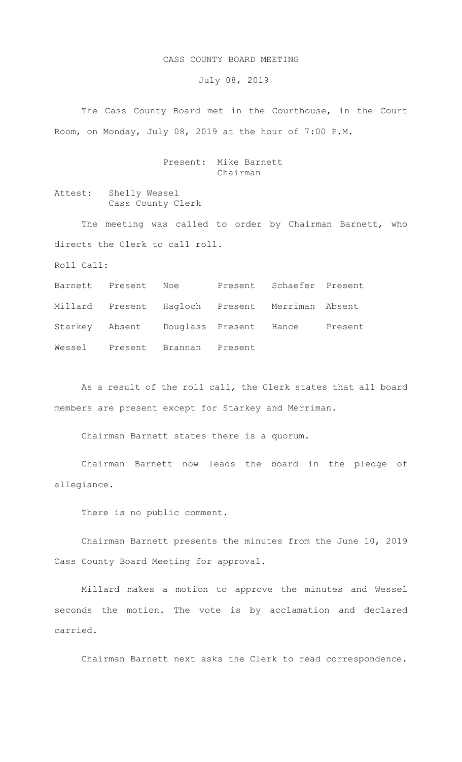# CASS COUNTY BOARD MEETING

July 08, 2019

The Cass County Board met in the Courthouse, in the Court Room, on Monday, July 08, 2019 at the hour of 7:00 P.M.

Present: Mike Barnett
Chairman

Attest: Shelly Wessel
Cass County Clerk

The meeting was called to order by Chairman Barnett, who directs the Clerk to call roll.

Roll Call:

| | | | | | |
|---|---|---|---|---|---|
| Barnett | Present | Noe | Present | Schaefer | Present |
| Millard | Present | Hagloch | Present | Merriman | Absent |
| Starkey | Absent | Douglass | Present | Hance | Present |
| Wessel | Present | Brannan | Present | | |

As a result of the roll call, the Clerk states that all board members are present except for Starkey and Merriman.

Chairman Barnett states there is a quorum.

Chairman Barnett now leads the board in the pledge of allegiance.

There is no public comment.

Chairman Barnett presents the minutes from the June 10, 2019 Cass County Board Meeting for approval.

Millard makes a motion to approve the minutes and Wessel seconds the motion. The vote is by acclamation and declared carried.

Chairman Barnett next asks the Clerk to read correspondence.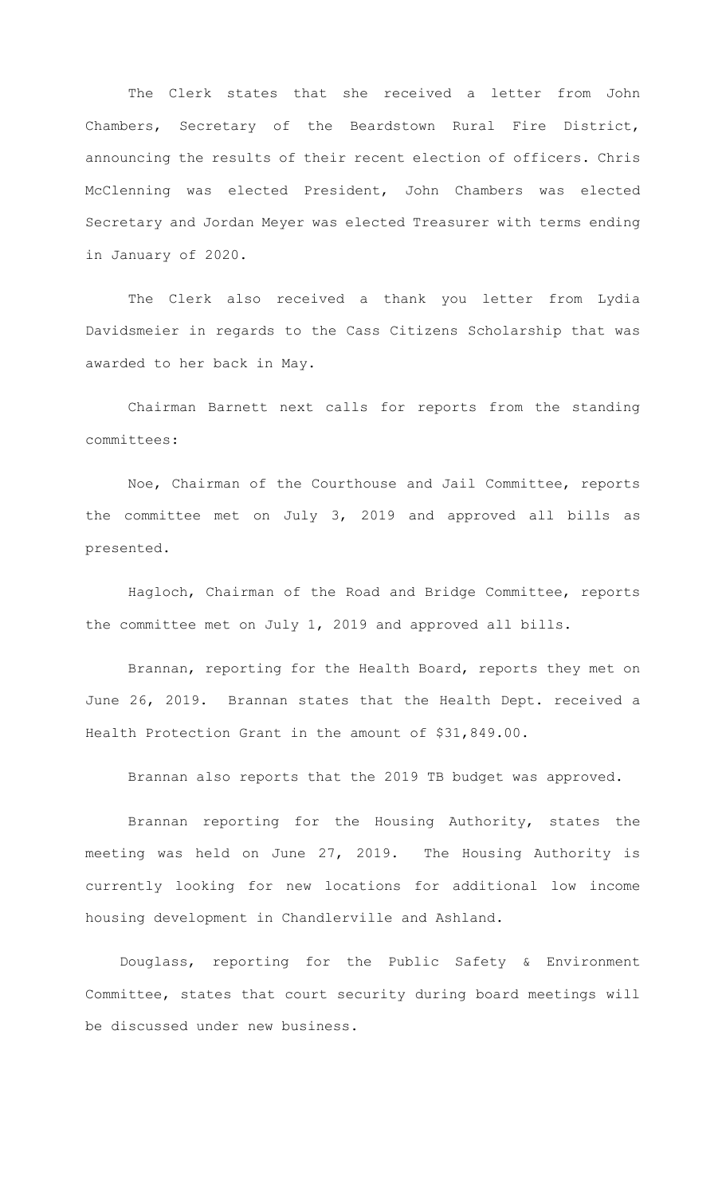The Clerk states that she received a letter from John Chambers, Secretary of the Beardstown Rural Fire District, announcing the results of their recent election of officers. Chris McClenning was elected President, John Chambers was elected Secretary and Jordan Meyer was elected Treasurer with terms ending in January of 2020.

The Clerk also received a thank you letter from Lydia Davidsmeier in regards to the Cass Citizens Scholarship that was awarded to her back in May.

Chairman Barnett next calls for reports from the standing committees:

Noe, Chairman of the Courthouse and Jail Committee, reports the committee met on July 3, 2019 and approved all bills as presented.

Hagloch, Chairman of the Road and Bridge Committee, reports the committee met on July 1, 2019 and approved all bills.

Brannan, reporting for the Health Board, reports they met on June 26, 2019. Brannan states that the Health Dept. received a Health Protection Grant in the amount of $31,849.00.

Brannan also reports that the 2019 TB budget was approved.

Brannan reporting for the Housing Authority, states the meeting was held on June 27, 2019. The Housing Authority is currently looking for new locations for additional low income housing development in Chandlerville and Ashland.

Douglass, reporting for the Public Safety & Environment Committee, states that court security during board meetings will be discussed under new business.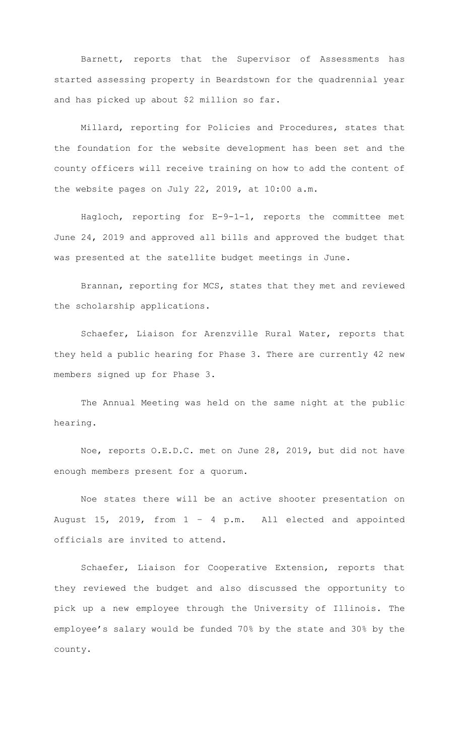Barnett, reports that the Supervisor of Assessments has started assessing property in Beardstown for the quadrennial year and has picked up about $2 million so far.

Millard, reporting for Policies and Procedures, states that the foundation for the website development has been set and the county officers will receive training on how to add the content of the website pages on July 22, 2019, at 10:00 a.m.

Hagloch, reporting for E-9-1-1, reports the committee met June 24, 2019 and approved all bills and approved the budget that was presented at the satellite budget meetings in June.

Brannan, reporting for MCS, states that they met and reviewed the scholarship applications.

Schaefer, Liaison for Arenzville Rural Water, reports that they held a public hearing for Phase 3. There are currently 42 new members signed up for Phase 3.

The Annual Meeting was held on the same night at the public hearing.

Noe, reports O.E.D.C. met on June 28, 2019, but did not have enough members present for a quorum.

Noe states there will be an active shooter presentation on August 15, 2019, from 1 – 4 p.m. All elected and appointed officials are invited to attend.

Schaefer, Liaison for Cooperative Extension, reports that they reviewed the budget and also discussed the opportunity to pick up a new employee through the University of Illinois. The employee's salary would be funded 70% by the state and 30% by the county.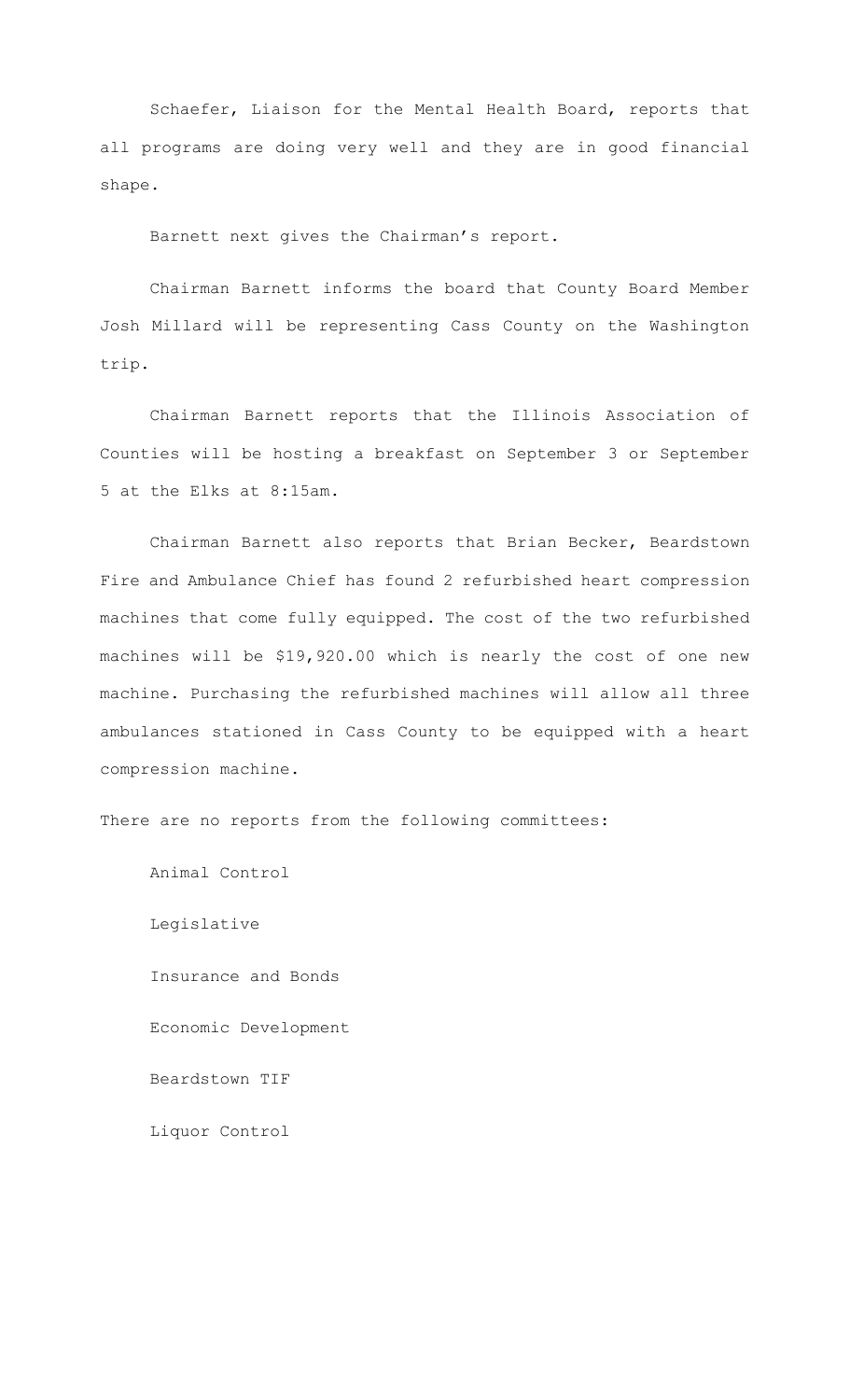Schaefer, Liaison for the Mental Health Board, reports that all programs are doing very well and they are in good financial shape.

Barnett next gives the Chairman's report.

Chairman Barnett informs the board that County Board Member Josh Millard will be representing Cass County on the Washington trip.

Chairman Barnett reports that the Illinois Association of Counties will be hosting a breakfast on September 3 or September 5 at the Elks at 8:15am.

Chairman Barnett also reports that Brian Becker, Beardstown Fire and Ambulance Chief has found 2 refurbished heart compression machines that come fully equipped. The cost of the two refurbished machines will be $19,920.00 which is nearly the cost of one new machine. Purchasing the refurbished machines will allow all three ambulances stationed in Cass County to be equipped with a heart compression machine.

There are no reports from the following committees:

Animal Control

Legislative

Insurance and Bonds

Economic Development

Beardstown TIF

Liquor Control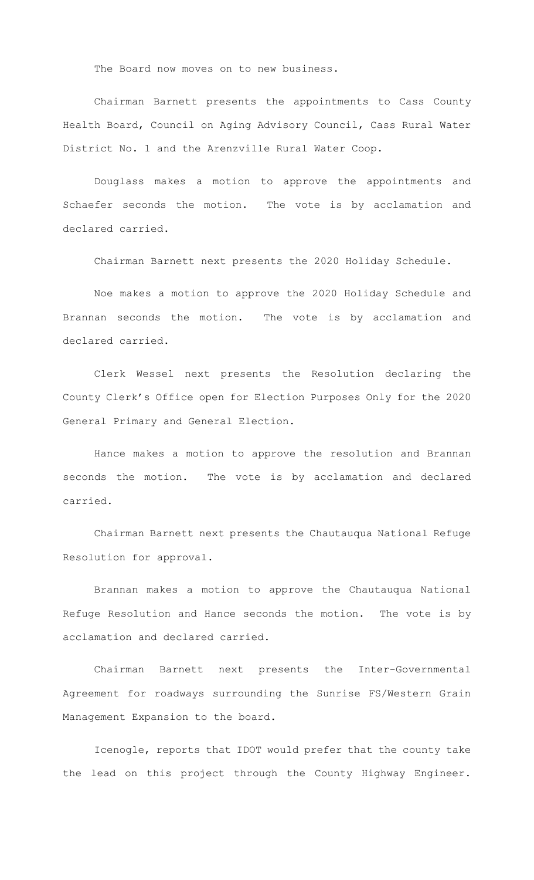The Board now moves on to new business.

Chairman Barnett presents the appointments to Cass County Health Board, Council on Aging Advisory Council, Cass Rural Water District No. 1 and the Arenzville Rural Water Coop.

Douglass makes a motion to approve the appointments and Schaefer seconds the motion. The vote is by acclamation and declared carried.

Chairman Barnett next presents the 2020 Holiday Schedule.

Noe makes a motion to approve the 2020 Holiday Schedule and Brannan seconds the motion. The vote is by acclamation and declared carried.

Clerk Wessel next presents the Resolution declaring the County Clerk's Office open for Election Purposes Only for the 2020 General Primary and General Election.

Hance makes a motion to approve the resolution and Brannan seconds the motion. The vote is by acclamation and declared carried.

Chairman Barnett next presents the Chautauqua National Refuge Resolution for approval.

Brannan makes a motion to approve the Chautauqua National Refuge Resolution and Hance seconds the motion. The vote is by acclamation and declared carried.

Chairman Barnett next presents the Inter-Governmental Agreement for roadways surrounding the Sunrise FS/Western Grain Management Expansion to the board.

Icenogle, reports that IDOT would prefer that the county take the lead on this project through the County Highway Engineer.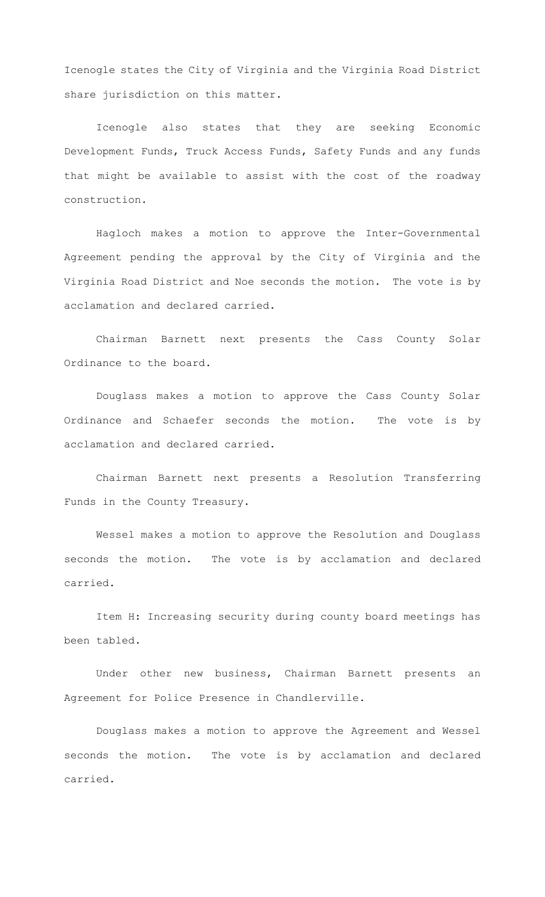Icenogle states the City of Virginia and the Virginia Road District share jurisdiction on this matter.

Icenogle also states that they are seeking Economic Development Funds, Truck Access Funds, Safety Funds and any funds that might be available to assist with the cost of the roadway construction.

Hagloch makes a motion to approve the Inter-Governmental Agreement pending the approval by the City of Virginia and the Virginia Road District and Noe seconds the motion. The vote is by acclamation and declared carried.

Chairman Barnett next presents the Cass County Solar Ordinance to the board.

Douglass makes a motion to approve the Cass County Solar Ordinance and Schaefer seconds the motion. The vote is by acclamation and declared carried.

Chairman Barnett next presents a Resolution Transferring Funds in the County Treasury.

Wessel makes a motion to approve the Resolution and Douglass seconds the motion. The vote is by acclamation and declared carried.

Item H: Increasing security during county board meetings has been tabled.

Under other new business, Chairman Barnett presents an Agreement for Police Presence in Chandlerville.

Douglass makes a motion to approve the Agreement and Wessel seconds the motion. The vote is by acclamation and declared carried.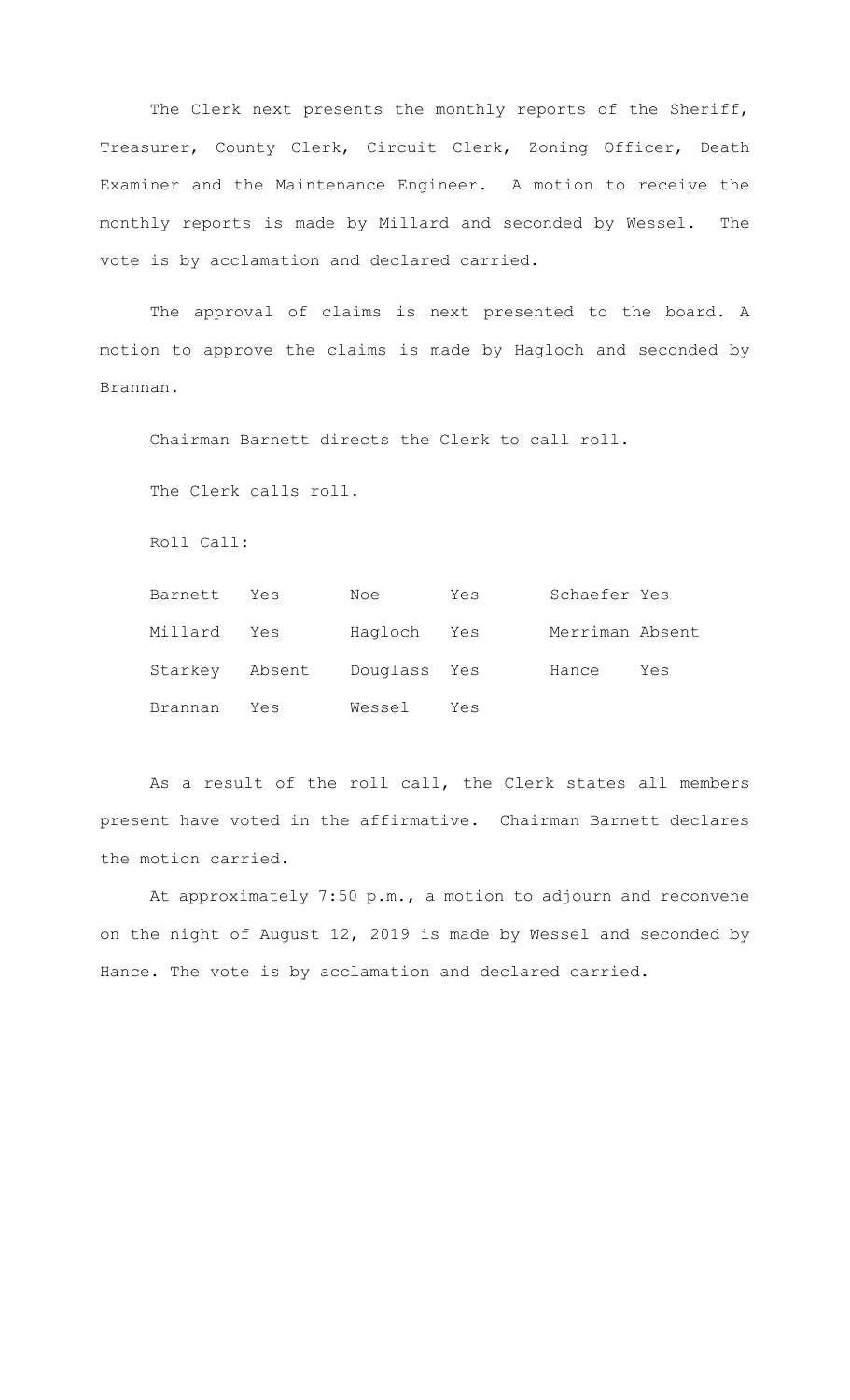The Clerk next presents the monthly reports of the Sheriff, Treasurer, County Clerk, Circuit Clerk, Zoning Officer, Death Examiner and the Maintenance Engineer. A motion to receive the monthly reports is made by Millard and seconded by Wessel. The vote is by acclamation and declared carried.

The approval of claims is next presented to the board. A motion to approve the claims is made by Hagloch and seconded by Brannan.

Chairman Barnett directs the Clerk to call roll.

The Clerk calls roll.

Roll Call:

| | | | | | |
|---|---|---|---|---|---|
| Barnett | Yes | Noe | Yes | Schaefer | Yes |
| Millard | Yes | Hagloch | Yes | Merriman | Absent |
| Starkey | Absent | Douglass | Yes | Hance | Yes |
| Brannan | Yes | Wessel | Yes | | |

As a result of the roll call, the Clerk states all members present have voted in the affirmative. Chairman Barnett declares the motion carried.

At approximately 7:50 p.m., a motion to adjourn and reconvene on the night of August 12, 2019 is made by Wessel and seconded by Hance. The vote is by acclamation and declared carried.